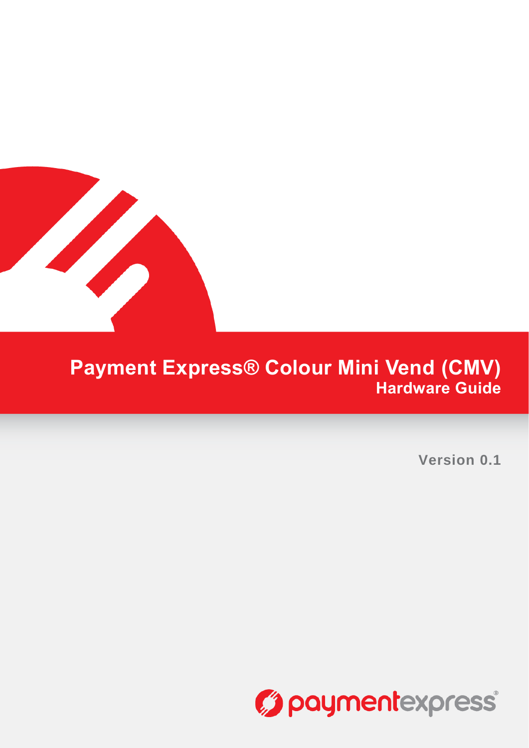# Payment Express® Colour Mini Vend (CMV)

## Hardware Guide

Version 0.1

paymentexpress®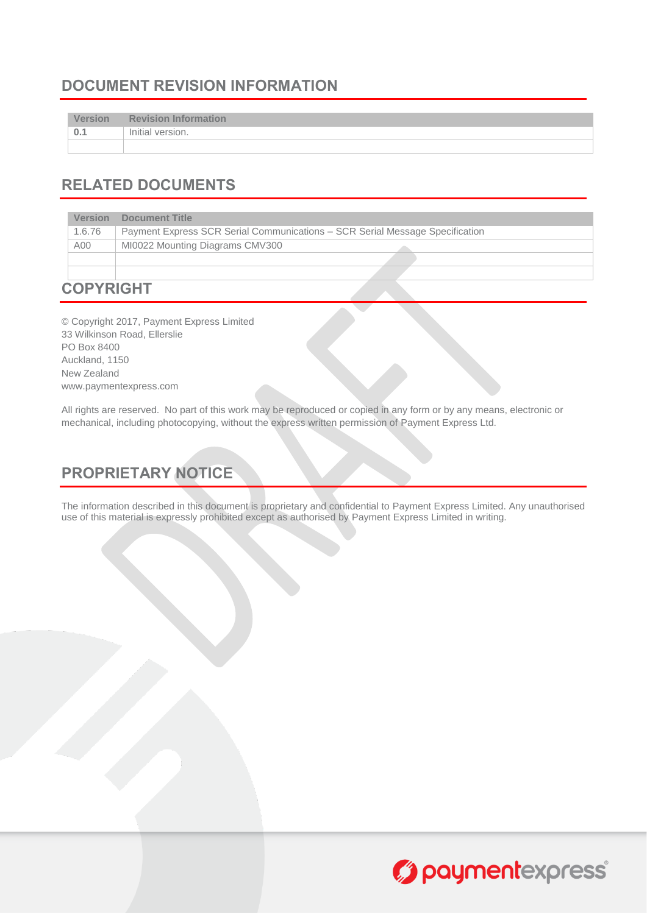## DOCUMENT REVISION INFORMATION

| Version | Revision Information |
|---|---|
| **0.1** | Initial version. |
| | |

## RELATED DOCUMENTS

| Version | Document Title |
|---|---|
| 1.6.76 | Payment Express SCR Serial Communications – SCR Serial Message Specification |
| A00 | MI0022 Mounting Diagrams CMV300 |
| | |
| | |

## COPYRIGHT

© Copyright 2017, Payment Express Limited
33 Wilkinson Road, Ellerslie
PO Box 8400
Auckland, 1150
New Zealand
www.paymentexpress.com

All rights are reserved. No part of this work may be reproduced or copied in any form or by any means, electronic or mechanical, including photocopying, without the express written permission of Payment Express Ltd.

## PROPRIETARY NOTICE

The information described in this document is proprietary and confidential to Payment Express Limited. Any unauthorised use of this material is expressly prohibited except as authorised by Payment Express Limited in writing.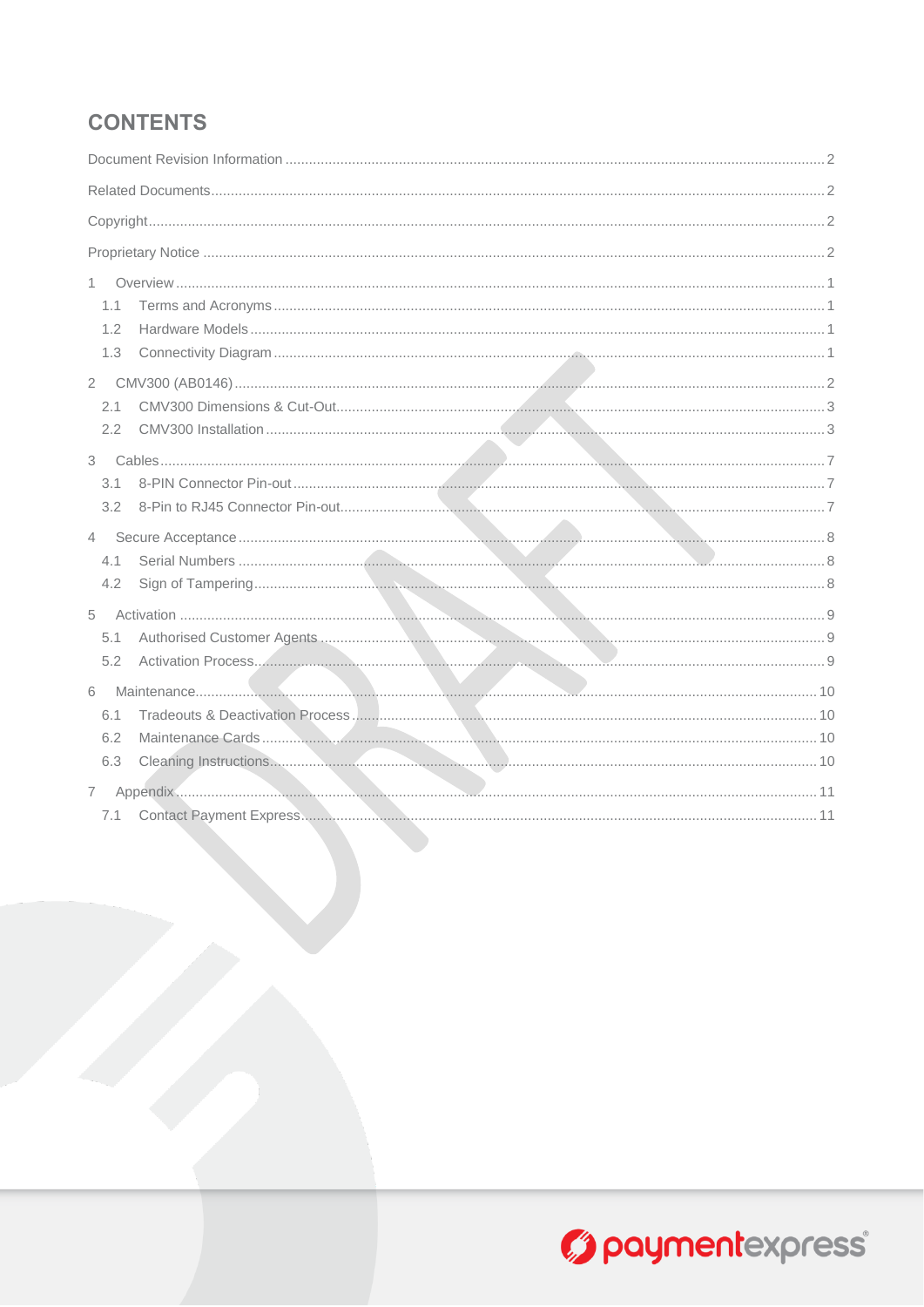# CONTENTS

Document Revision Information ..... 2

Related Documents ..... 2

Copyright ..... 2

Proprietary Notice ..... 2

1 Overview ..... 1
- 1.1 Terms and Acronyms ..... 1
- 1.2 Hardware Models ..... 1
- 1.3 Connectivity Diagram ..... 1

2 CMV300 (AB0146) ..... 2
- 2.1 CMV300 Dimensions & Cut-Out ..... 3
- 2.2 CMV300 Installation ..... 3

3 Cables ..... 7
- 3.1 8-PIN Connector Pin-out ..... 7
- 3.2 8-Pin to RJ45 Connector Pin-out ..... 7

4 Secure Acceptance ..... 8
- 4.1 Serial Numbers ..... 8
- 4.2 Sign of Tampering ..... 8

5 Activation ..... 9
- 5.1 Authorised Customer Agents ..... 9
- 5.2 Activation Process ..... 9

6 Maintenance ..... 10
- 6.1 Tradeouts & Deactivation Process ..... 10
- 6.2 Maintenance Cards ..... 10
- 6.3 Cleaning Instructions ..... 10

7 Appendix ..... 11
- 7.1 Contact Payment Express ..... 11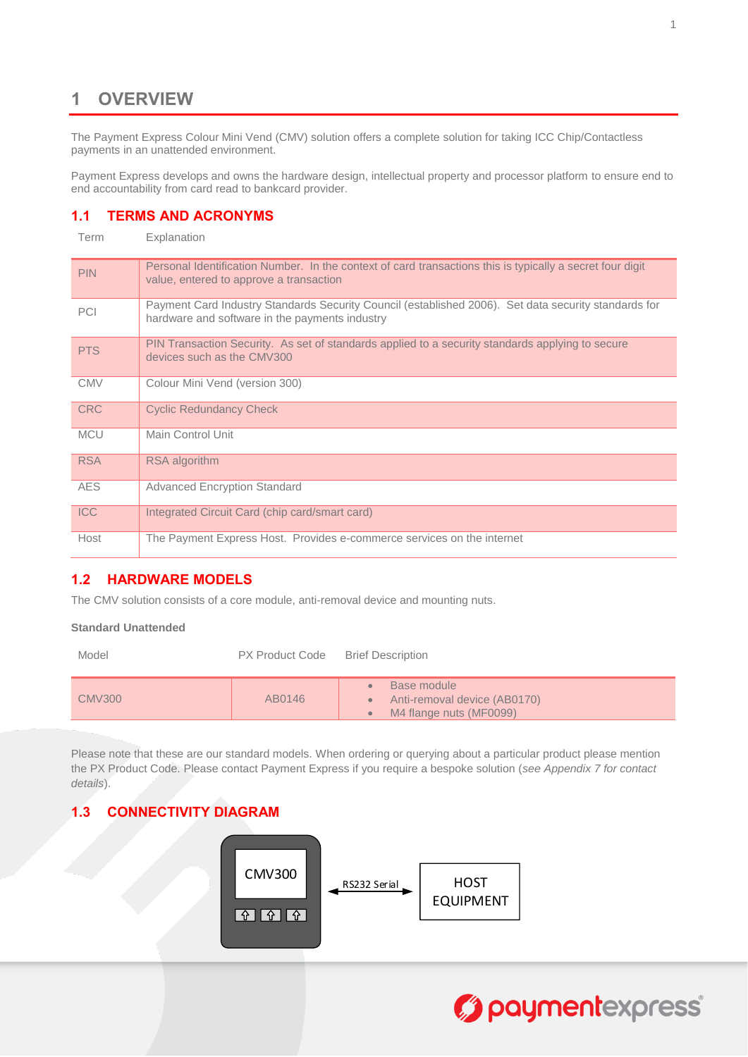# 1 OVERVIEW

The Payment Express Colour Mini Vend (CMV) solution offers a complete solution for taking ICC Chip/Contactless payments in an unattended environment.

Payment Express develops and owns the hardware design, intellectual property and processor platform to ensure end to end accountability from card read to bankcard provider.

## 1.1 TERMS AND ACRONYMS

| Term | Explanation |
|---|---|
| PIN | Personal Identification Number. In the context of card transactions this is typically a secret four digit value, entered to approve a transaction |
| PCI | Payment Card Industry Standards Security Council (established 2006). Set data security standards for hardware and software in the payments industry |
| PTS | PIN Transaction Security. As set of standards applied to a security standards applying to secure devices such as the CMV300 |
| CMV | Colour Mini Vend (version 300) |
| CRC | Cyclic Redundancy Check |
| MCU | Main Control Unit |
| RSA | RSA algorithm |
| AES | Advanced Encryption Standard |
| ICC | Integrated Circuit Card (chip card/smart card) |
| Host | The Payment Express Host. Provides e-commerce services on the internet |

## 1.2 HARDWARE MODELS

The CMV solution consists of a core module, anti-removal device and mounting nuts.

**Standard Unattended**

| Model | PX Product Code | Brief Description |
|---|---|---|
| CMV300 | AB0146 | • Base module<br>• Anti-removal device (AB0170)<br>• M4 flange nuts (MF0099) |

Please note that these are our standard models. When ordering or querying about a particular product please mention the PX Product Code. Please contact Payment Express if you require a bespoke solution (*see Appendix 7 for contact details*).

## 1.3 CONNECTIVITY DIAGRAM

CMV300 ⟵ RS232 Serial ⟶ HOST EQUIPMENT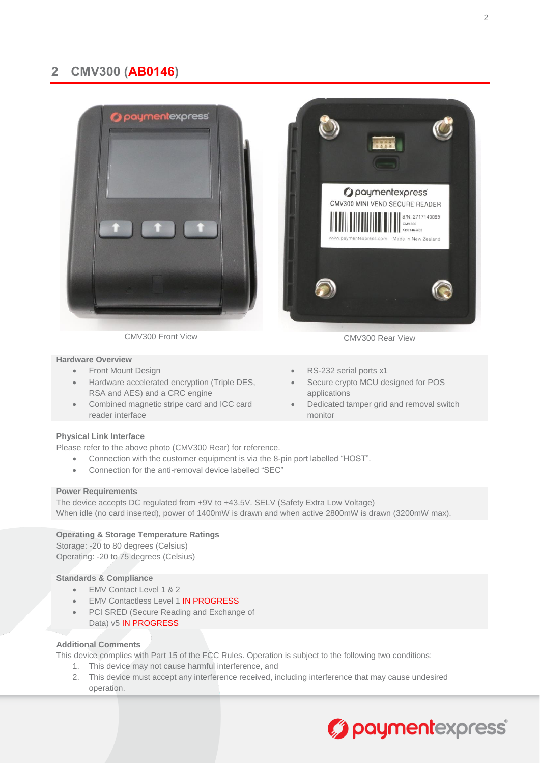## 2 CMV300 (AB0146)

CMV300 Front View

CMV300 Rear View

**Hardware Overview**

- Front Mount Design
- Hardware accelerated encryption (Triple DES, RSA and AES) and a CRC engine
- Combined magnetic stripe card and ICC card reader interface
- RS-232 serial ports x1
- Secure crypto MCU designed for POS applications
- Dedicated tamper grid and removal switch monitor

**Physical Link Interface**

Please refer to the above photo (CMV300 Rear) for reference.

- Connection with the customer equipment is via the 8-pin port labelled “HOST”.
- Connection for the anti-removal device labelled “SEC”

**Power Requirements**

The device accepts DC regulated from +9V to +43.5V. SELV (Safety Extra Low Voltage)
When idle (no card inserted), power of 1400mW is drawn and when active 2800mW is drawn (3200mW max).

**Operating & Storage Temperature Ratings**

Storage: -20 to 80 degrees (Celsius)
Operating: -20 to 75 degrees (Celsius)

**Standards & Compliance**

- EMV Contact Level 1 & 2
- EMV Contactless Level 1 IN PROGRESS
- PCI SRED (Secure Reading and Exchange of Data) v5 IN PROGRESS

**Additional Comments**

This device complies with Part 15 of the FCC Rules. Operation is subject to the following two conditions:

1. This device may not cause harmful interference, and
2. This device must accept any interference received, including interference that may cause undesired operation.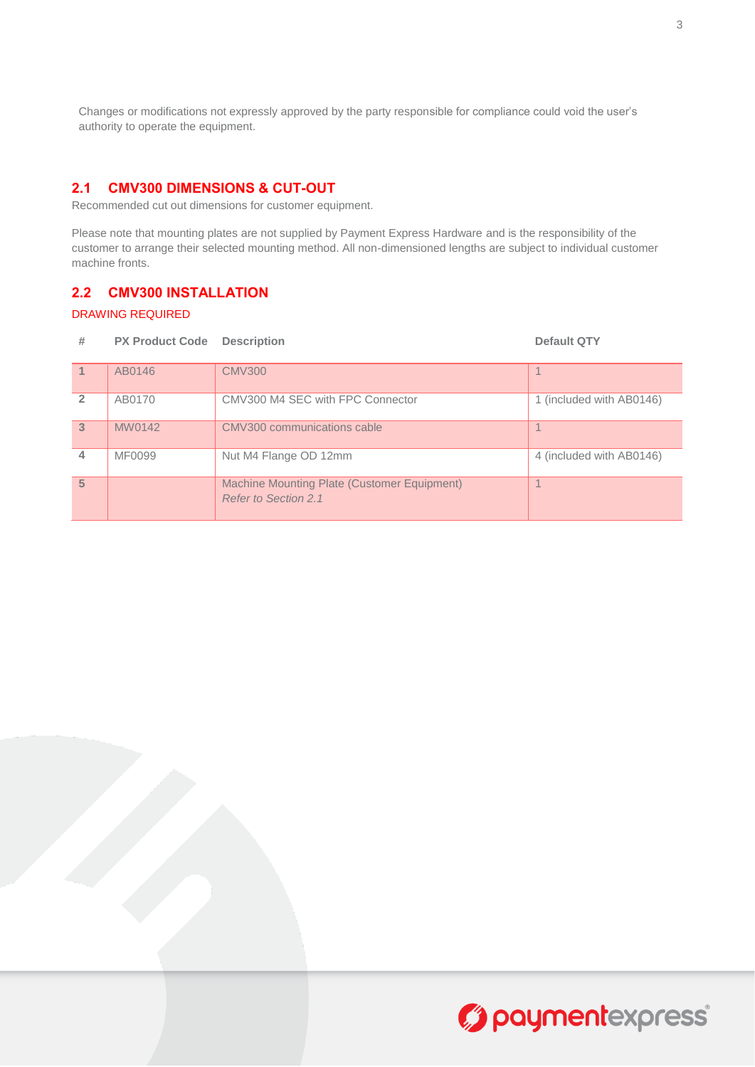Changes or modifications not expressly approved by the party responsible for compliance could void the user's authority to operate the equipment.

## 2.1 CMV300 DIMENSIONS & CUT-OUT

Recommended cut out dimensions for customer equipment.

Please note that mounting plates are not supplied by Payment Express Hardware and is the responsibility of the customer to arrange their selected mounting method. All non-dimensioned lengths are subject to individual customer machine fronts.

## 2.2 CMV300 INSTALLATION

DRAWING REQUIRED

| # | PX Product Code | Description | Default QTY |
|---|---|---|---|
| 1 | AB0146 | CMV300 | 1 |
| 2 | AB0170 | CMV300 M4 SEC with FPC Connector | 1 (included with AB0146) |
| 3 | MW0142 | CMV300 communications cable | 1 |
| 4 | MF0099 | Nut M4 Flange OD 12mm | 4 (included with AB0146) |
| 5 | | Machine Mounting Plate (Customer Equipment) *Refer to Section 2.1* | 1 |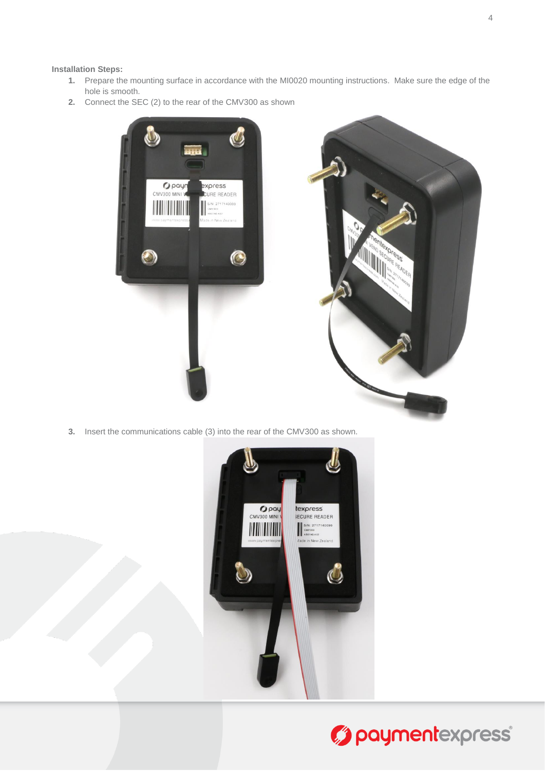**Installation Steps:**

1. Prepare the mounting surface in accordance with the MI0020 mounting instructions. Make sure the edge of the hole is smooth.
2. Connect the SEC (2) to the rear of the CMV300 as shown
3. Insert the communications cable (3) into the rear of the CMV300 as shown.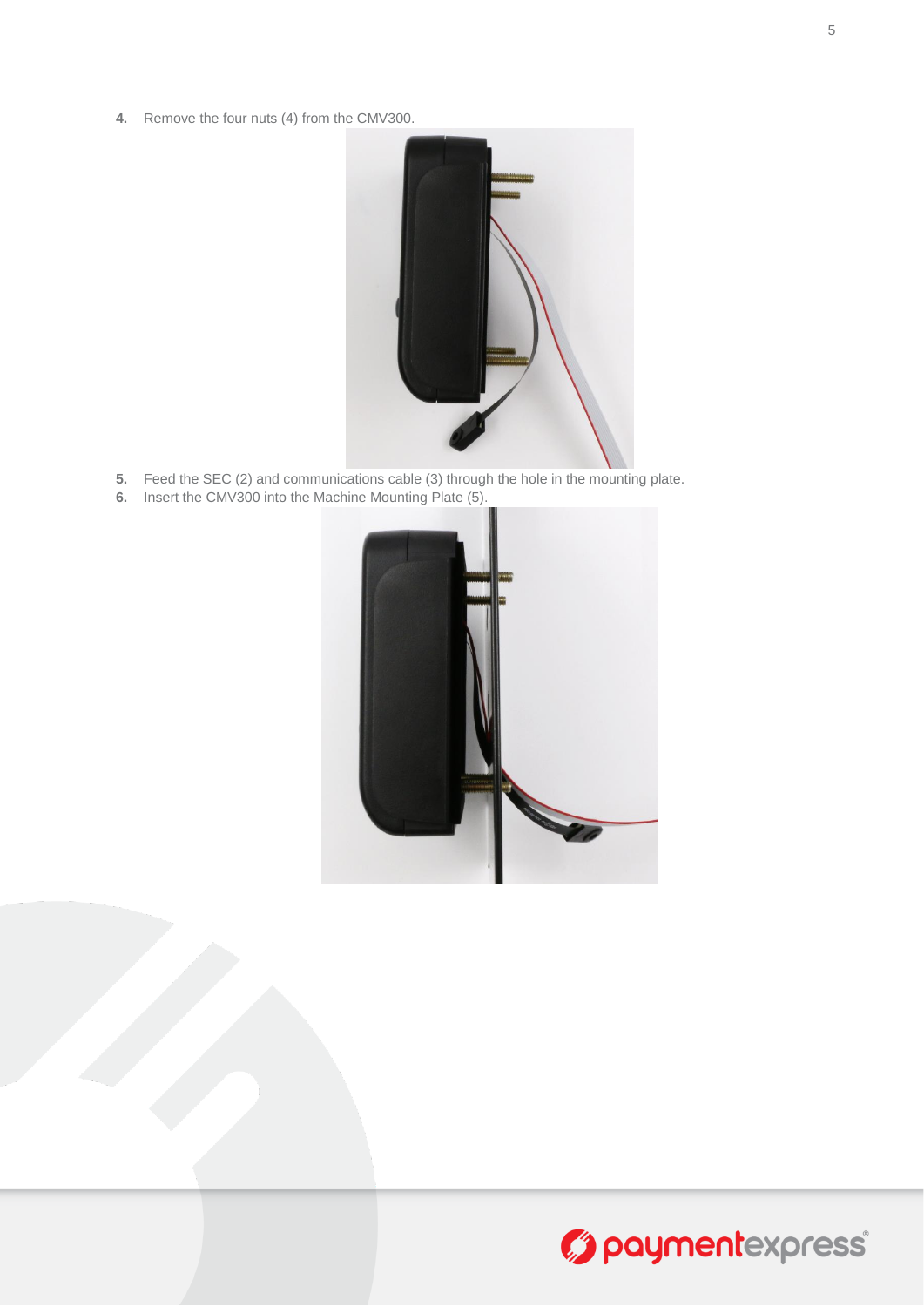4. Remove the four nuts (4) from the CMV300.

5. Feed the SEC (2) and communications cable (3) through the hole in the mounting plate.
6. Insert the CMV300 into the Machine Mounting Plate (5).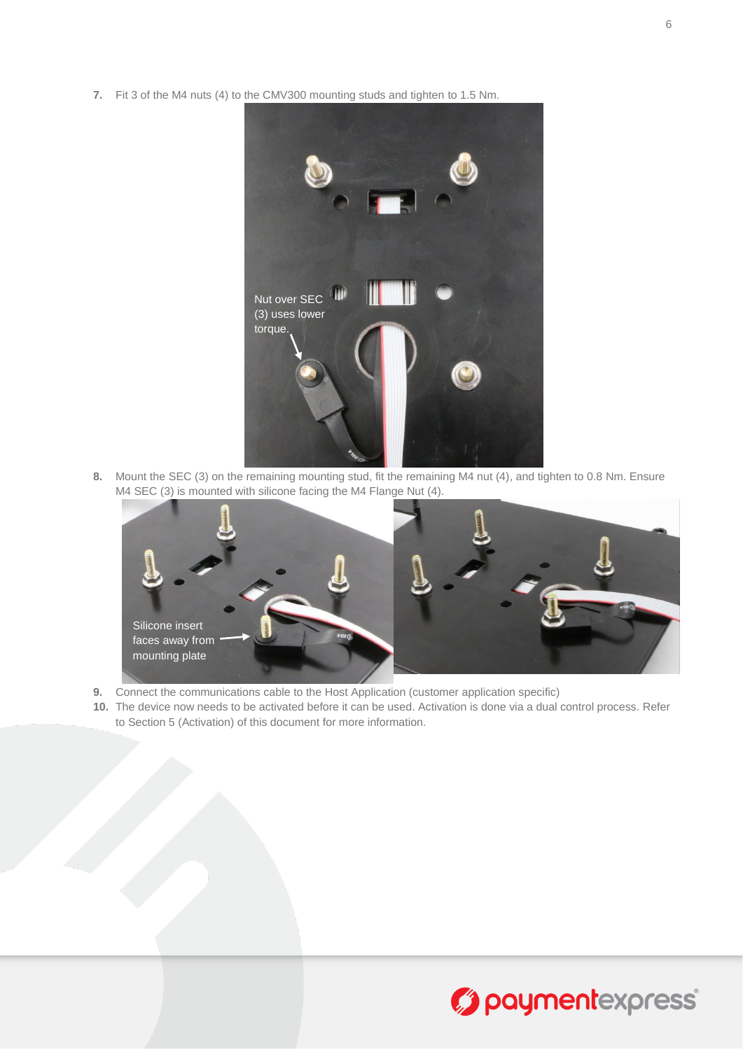7. Fit 3 of the M4 nuts (4) to the CMV300 mounting studs and tighten to 1.5 Nm.

8. Mount the SEC (3) on the remaining mounting stud, fit the remaining M4 nut (4), and tighten to 0.8 Nm. Ensure M4 SEC (3) is mounted with silicone facing the M4 Flange Nut (4).

9. Connect the communications cable to the Host Application (customer application specific)
10. The device now needs to be activated before it can be used. Activation is done via a dual control process. Refer to Section 5 (Activation) of this document for more information.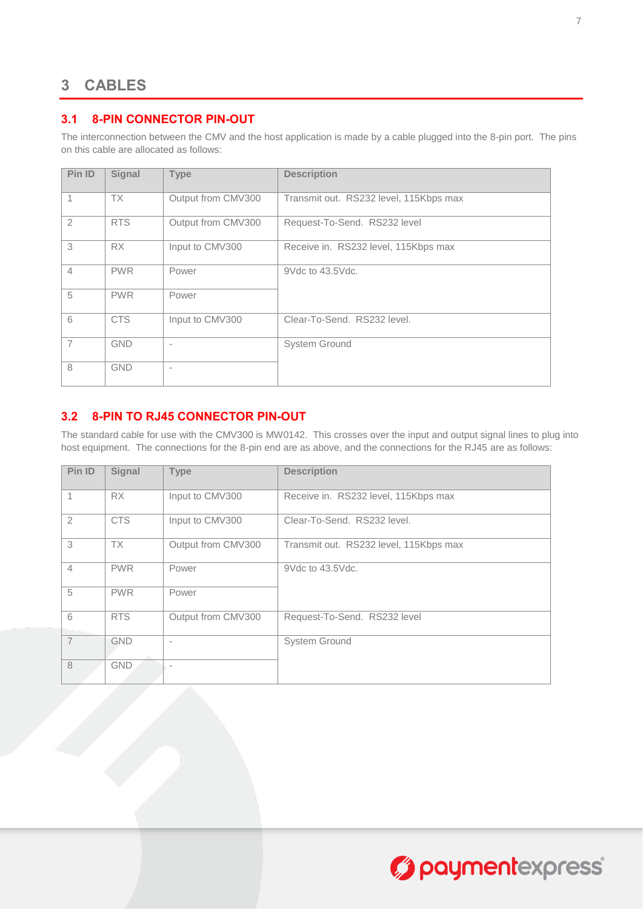# 3 CABLES

## 3.1 8-PIN CONNECTOR PIN-OUT

The interconnection between the CMV and the host application is made by a cable plugged into the 8-pin port. The pins on this cable are allocated as follows:

| Pin ID | Signal | Type | Description |
|---|---|---|---|
| 1 | TX | Output from CMV300 | Transmit out. RS232 level, 115Kbps max |
| 2 | RTS | Output from CMV300 | Request-To-Send. RS232 level |
| 3 | RX | Input to CMV300 | Receive in. RS232 level, 115Kbps max |
| 4 | PWR | Power | 9Vdc to 43.5Vdc. |
| 5 | PWR | Power | |
| 6 | CTS | Input to CMV300 | Clear-To-Send. RS232 level. |
| 7 | GND | - | System Ground |
| 8 | GND | - | |

## 3.2 8-PIN TO RJ45 CONNECTOR PIN-OUT

The standard cable for use with the CMV300 is MW0142. This crosses over the input and output signal lines to plug into host equipment. The connections for the 8-pin end are as above, and the connections for the RJ45 are as follows:

| Pin ID | Signal | Type | Description |
|---|---|---|---|
| 1 | RX | Input to CMV300 | Receive in. RS232 level, 115Kbps max |
| 2 | CTS | Input to CMV300 | Clear-To-Send. RS232 level. |
| 3 | TX | Output from CMV300 | Transmit out. RS232 level, 115Kbps max |
| 4 | PWR | Power | 9Vdc to 43.5Vdc. |
| 5 | PWR | Power | |
| 6 | RTS | Output from CMV300 | Request-To-Send. RS232 level |
| 7 | GND | - | System Ground |
| 8 | GND | - | |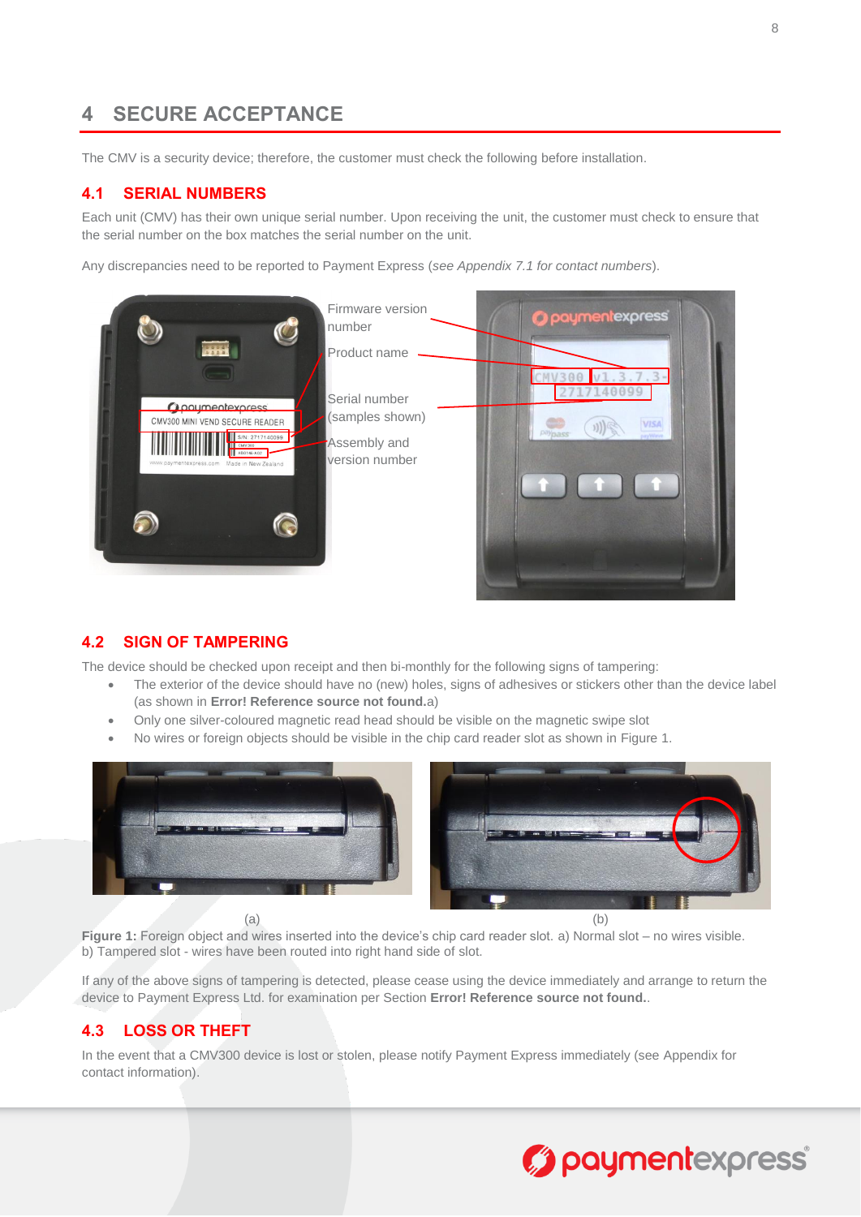# 4 SECURE ACCEPTANCE

The CMV is a security device; therefore, the customer must check the following before installation.

## 4.1 SERIAL NUMBERS

Each unit (CMV) has their own unique serial number. Upon receiving the unit, the customer must check to ensure that the serial number on the box matches the serial number on the unit.

Any discrepancies need to be reported to Payment Express (*see Appendix 7.1 for contact numbers*).

Firmware version number

Product name

Serial number (samples shown)

Assembly and version number

## 4.2 SIGN OF TAMPERING

The device should be checked upon receipt and then bi-monthly for the following signs of tampering:

- The exterior of the device should have no (new) holes, signs of adhesives or stickers other than the device label (as shown in **Error! Reference source not found.**a)
- Only one silver-coloured magnetic read head should be visible on the magnetic swipe slot
- No wires or foreign objects should be visible in the chip card reader slot as shown in Figure 1.

(a) (b)

**Figure 1:** Foreign object and wires inserted into the device's chip card reader slot. a) Normal slot – no wires visible. b) Tampered slot - wires have been routed into right hand side of slot.

If any of the above signs of tampering is detected, please cease using the device immediately and arrange to return the device to Payment Express Ltd. for examination per Section **Error! Reference source not found.**.

## 4.3 LOSS OR THEFT

In the event that a CMV300 device is lost or stolen, please notify Payment Express immediately (see Appendix for contact information).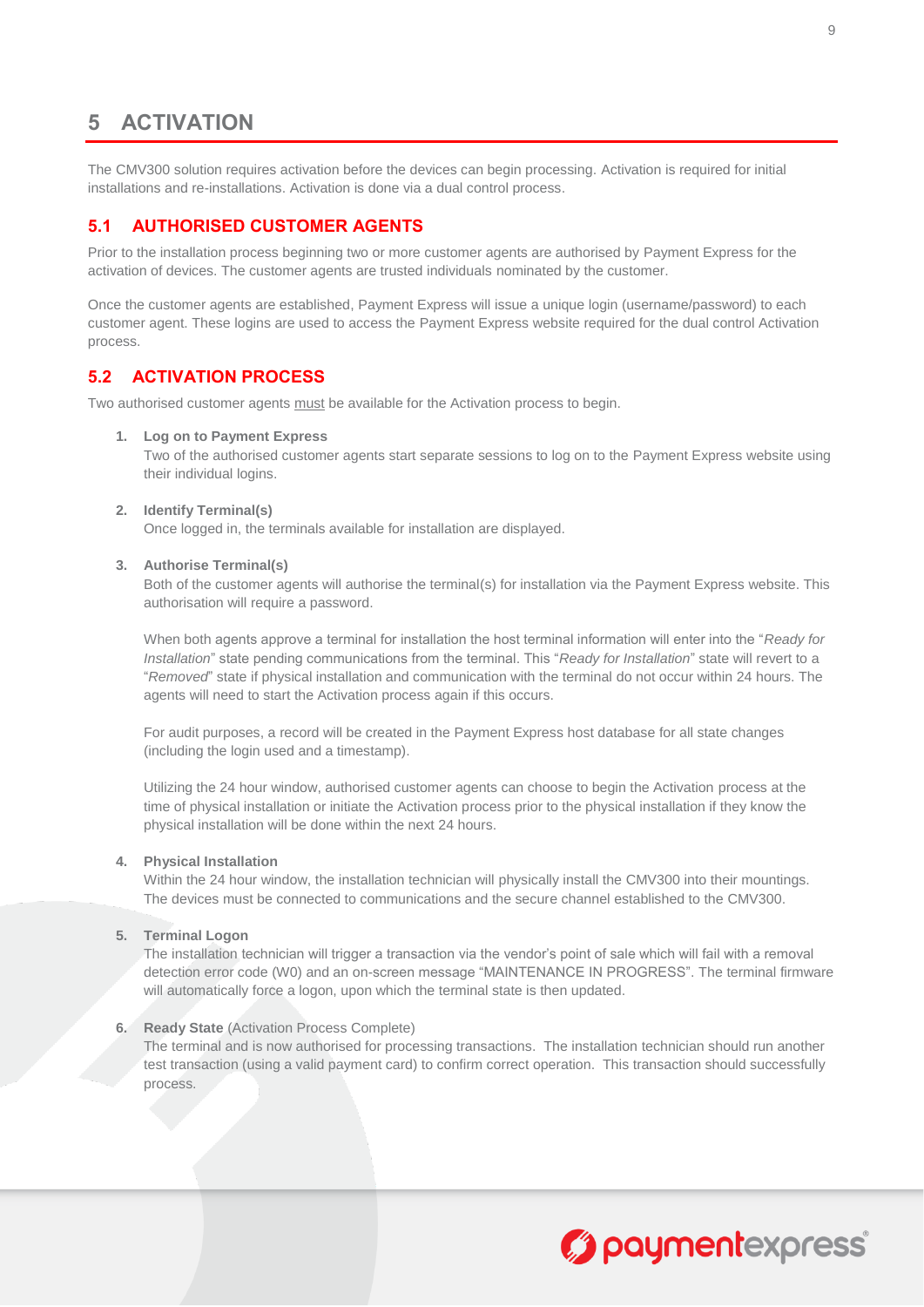# 5 ACTIVATION

The CMV300 solution requires activation before the devices can begin processing. Activation is required for initial installations and re-installations. Activation is done via a dual control process.

## 5.1 AUTHORISED CUSTOMER AGENTS

Prior to the installation process beginning two or more customer agents are authorised by Payment Express for the activation of devices. The customer agents are trusted individuals nominated by the customer.

Once the customer agents are established, Payment Express will issue a unique login (username/password) to each customer agent. These logins are used to access the Payment Express website required for the dual control Activation process.

## 5.2 ACTIVATION PROCESS

Two authorised customer agents <u>must</u> be available for the Activation process to begin.

1. **Log on to Payment Express**
   Two of the authorised customer agents start separate sessions to log on to the Payment Express website using their individual logins.

2. **Identify Terminal(s)**
   Once logged in, the terminals available for installation are displayed.

3. **Authorise Terminal(s)**
   Both of the customer agents will authorise the terminal(s) for installation via the Payment Express website. This authorisation will require a password.

   When both agents approve a terminal for installation the host terminal information will enter into the "*Ready for Installation*" state pending communications from the terminal. This "*Ready for Installation*" state will revert to a "*Removed*" state if physical installation and communication with the terminal do not occur within 24 hours. The agents will need to start the Activation process again if this occurs.

   For audit purposes, a record will be created in the Payment Express host database for all state changes (including the login used and a timestamp).

   Utilizing the 24 hour window, authorised customer agents can choose to begin the Activation process at the time of physical installation or initiate the Activation process prior to the physical installation if they know the physical installation will be done within the next 24 hours.

4. **Physical Installation**
   Within the 24 hour window, the installation technician will physically install the CMV300 into their mountings. The devices must be connected to communications and the secure channel established to the CMV300.

5. **Terminal Logon**
   The installation technician will trigger a transaction via the vendor's point of sale which will fail with a removal detection error code (W0) and an on-screen message "MAINTENANCE IN PROGRESS". The terminal firmware will automatically force a logon, upon which the terminal state is then updated.

6. **Ready State** (Activation Process Complete)
   The terminal and is now authorised for processing transactions. The installation technician should run another test transaction (using a valid payment card) to confirm correct operation. This transaction should successfully process.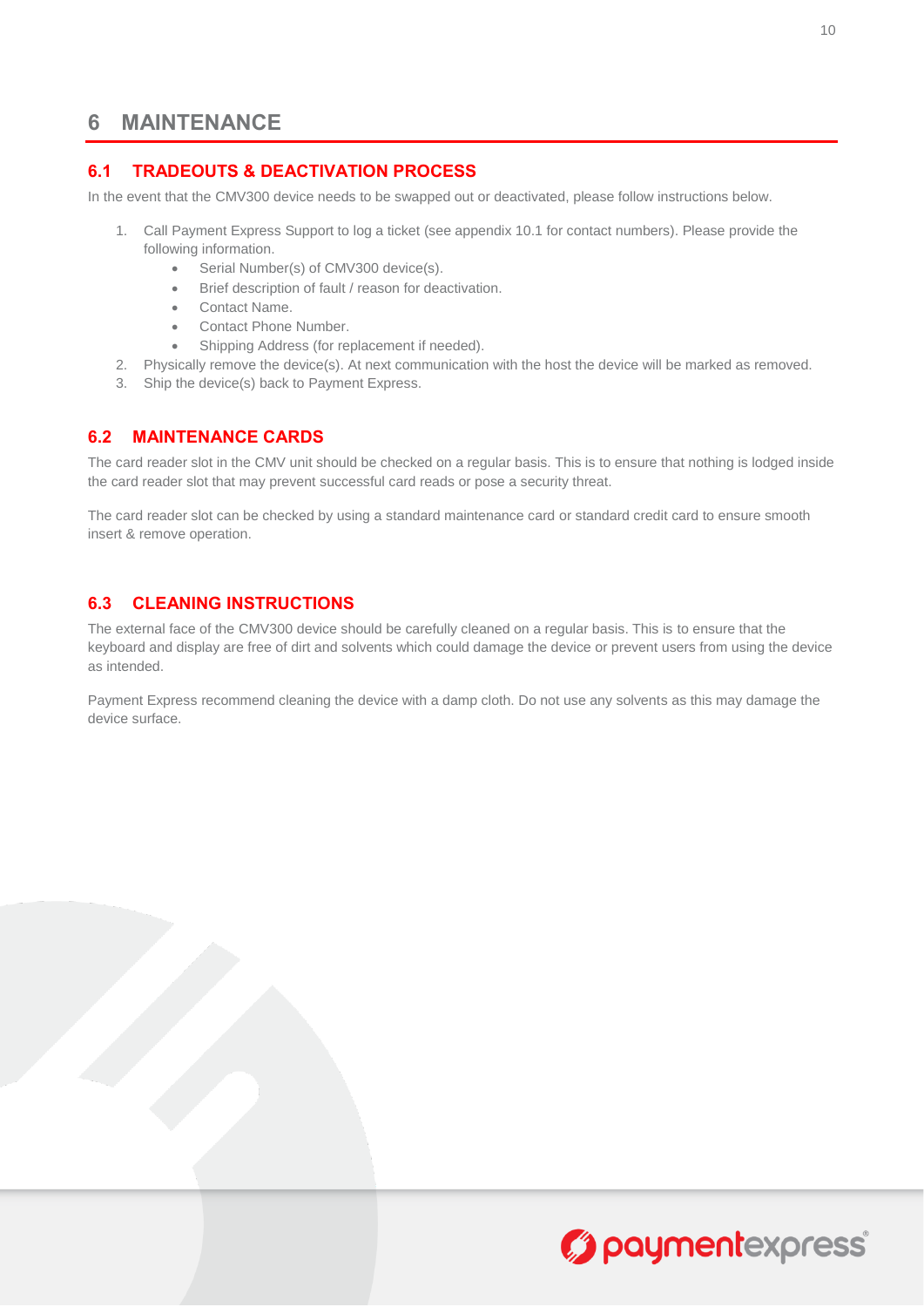# 6 MAINTENANCE

## 6.1 TRADEOUTS & DEACTIVATION PROCESS

In the event that the CMV300 device needs to be swapped out or deactivated, please follow instructions below.

1. Call Payment Express Support to log a ticket (see appendix 10.1 for contact numbers). Please provide the following information.
    - Serial Number(s) of CMV300 device(s).
    - Brief description of fault / reason for deactivation.
    - Contact Name.
    - Contact Phone Number.
    - Shipping Address (for replacement if needed).
2. Physically remove the device(s). At next communication with the host the device will be marked as removed.
3. Ship the device(s) back to Payment Express.

## 6.2 MAINTENANCE CARDS

The card reader slot in the CMV unit should be checked on a regular basis. This is to ensure that nothing is lodged inside the card reader slot that may prevent successful card reads or pose a security threat.

The card reader slot can be checked by using a standard maintenance card or standard credit card to ensure smooth insert & remove operation.

## 6.3 CLEANING INSTRUCTIONS

The external face of the CMV300 device should be carefully cleaned on a regular basis. This is to ensure that the keyboard and display are free of dirt and solvents which could damage the device or prevent users from using the device as intended.

Payment Express recommend cleaning the device with a damp cloth. Do not use any solvents as this may damage the device surface.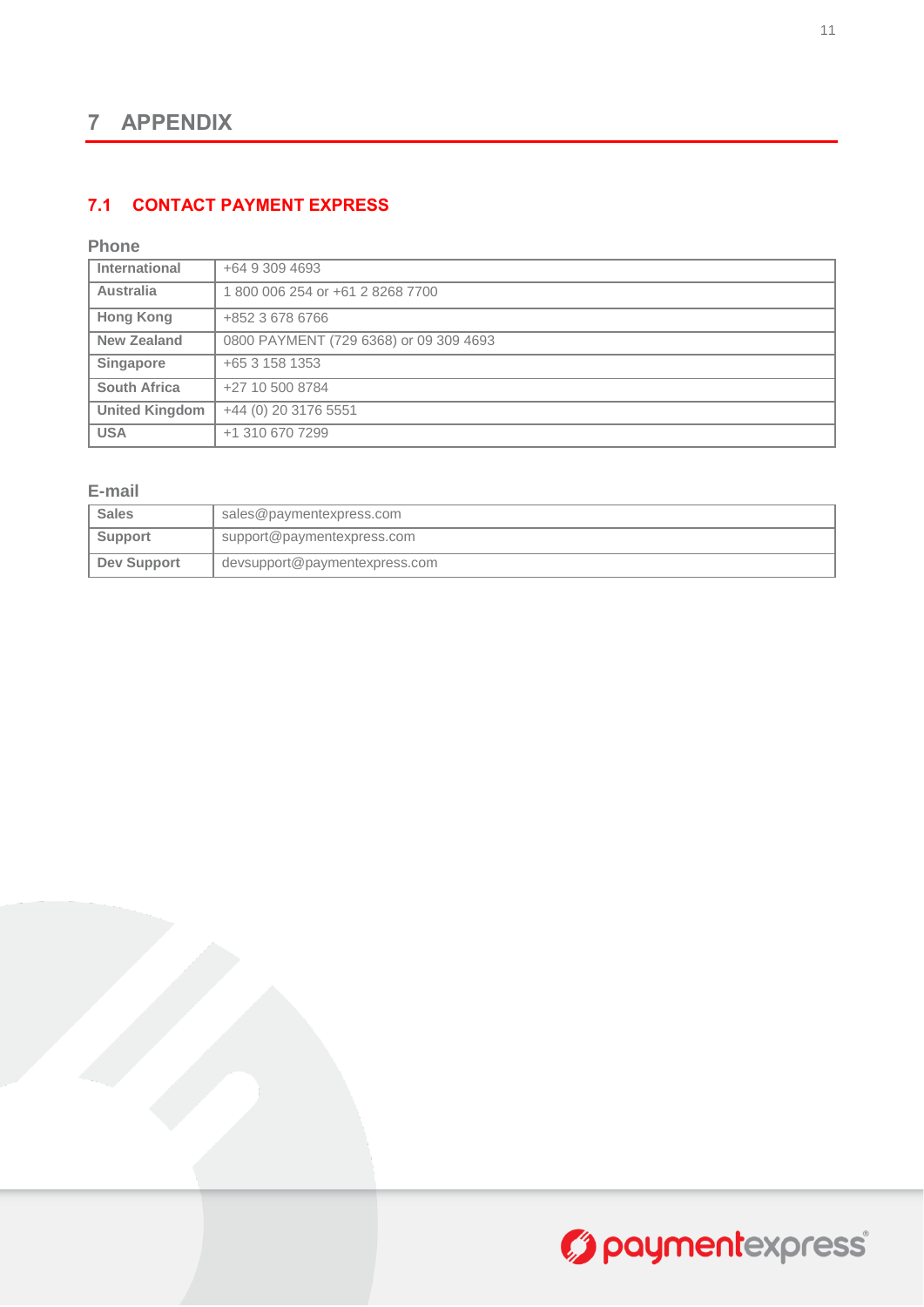# 7 APPENDIX

## 7.1 CONTACT PAYMENT EXPRESS

### Phone

| | |
|---|---|
| **International** | +64 9 309 4693 |
| **Australia** | 1 800 006 254 or +61 2 8268 7700 |
| **Hong Kong** | +852 3 678 6766 |
| **New Zealand** | 0800 PAYMENT (729 6368) or 09 309 4693 |
| **Singapore** | +65 3 158 1353 |
| **South Africa** | +27 10 500 8784 |
| **United Kingdom** | +44 (0) 20 3176 5551 |
| **USA** | +1 310 670 7299 |

### E-mail

| | |
|---|---|
| **Sales** | sales@paymentexpress.com |
| **Support** | support@paymentexpress.com |
| **Dev Support** | devsupport@paymentexpress.com |